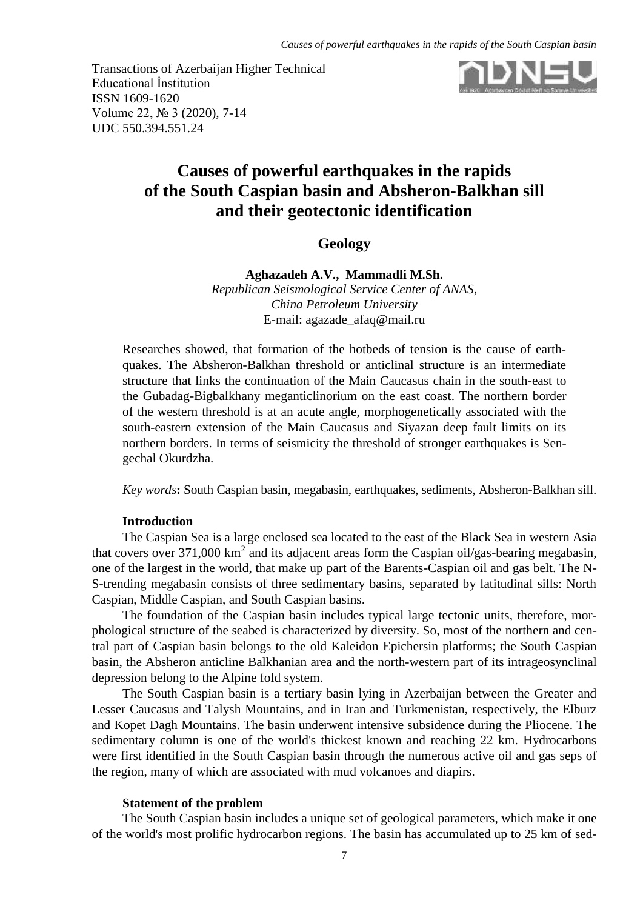Transactions of Azerbaijan Higher Technical Educational İnstitution
ISSN 1609-1620
Volume 22, № 3 (2020), 7-14
UDC 550.394.551.24

# Causes of powerful earthquakes in the rapids of the South Caspian basin and Absheron-Balkhan sill and their geotectonic identification

## Geology

**Aghazadeh A.V., Mammadli M.Sh.**
*Republican Seismological Service Center of ANAS,*
*China Petroleum University*
E-mail: agazade_afaq@mail.ru

Researches showed, that formation of the hotbeds of tension is the cause of earthquakes. The Absheron-Balkhan threshold or anticlinal structure is an intermediate structure that links the continuation of the Main Caucasus chain in the south-east to the Gubadag-Bigbalkhany meganticlinorium on the east coast. The northern border of the western threshold is at an acute angle, morphogenetically associated with the south-eastern extension of the Main Caucasus and Siyazan deep fault limits on its northern borders. In terms of seismicity the threshold of stronger earthquakes is Sengechal Okurdzha.

*Key words***:** South Caspian basin, megabasin, earthquakes, sediments, Absheron-Balkhan sill.

### Introduction

The Caspian Sea is a large enclosed sea located to the east of the Black Sea in western Asia that covers over 371,000 km$^2$ and its adjacent areas form the Caspian oil/gas-bearing megabasin, one of the largest in the world, that make up part of the Barents-Caspian oil and gas belt. The N-S-trending megabasin consists of three sedimentary basins, separated by latitudinal sills: North Caspian, Middle Caspian, and South Caspian basins.

The foundation of the Caspian basin includes typical large tectonic units, therefore, morphological structure of the seabed is characterized by diversity. So, most of the northern and central part of Caspian basin belongs to the old Kaleidon Epichersin platforms; the South Caspian basin, the Absheron anticline Balkhanian area and the north-western part of its intrageosynclinal depression belong to the Alpine fold system.

The South Caspian basin is a tertiary basin lying in Azerbaijan between the Greater and Lesser Caucasus and Talysh Mountains, and in Iran and Turkmenistan, respectively, the Elburz and Kopet Dagh Mountains. The basin underwent intensive subsidence during the Pliocene. The sedimentary column is one of the world's thickest known and reaching 22 km. Hydrocarbons were first identified in the South Caspian basin through the numerous active oil and gas seps of the region, many of which are associated with mud volcanoes and diapirs.

### Statement of the problem

The South Caspian basin includes a unique set of geological parameters, which make it one of the world's most prolific hydrocarbon regions. The basin has accumulated up to 25 km of sed-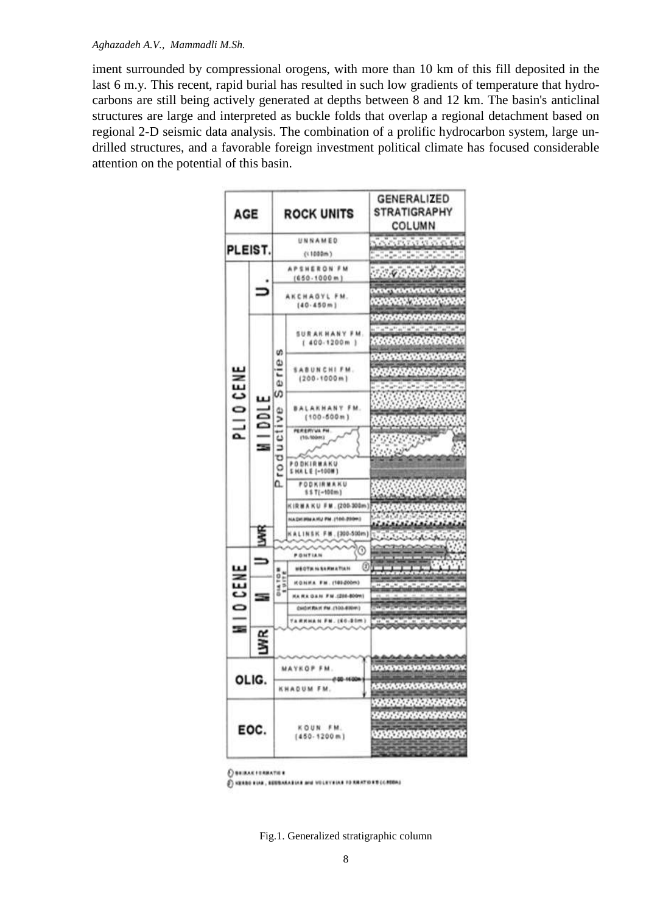iment surrounded by compressional orogens, with more than 10 km of this fill deposited in the last 6 m.y. This recent, rapid burial has resulted in such low gradients of temperature that hydrocarbons are still being actively generated at depths between 8 and 12 km. The basin's anticlinal structures are large and interpreted as buckle folds that overlap a regional detachment based on regional 2-D seismic data analysis. The combination of a prolific hydrocarbon system, large undrilled structures, and a favorable foreign investment political climate has focused considerable attention on the potential of this basin.

| AGE | | ROCK UNITS | | GENERALIZED STRATIGRAPHY COLUMN |
|---|---|---|---|---|
| PLEIST. | | UNNAMED (<1000m) | | |
| PLIOCENE | U. | APSHERON FM (650-1000m) | | |
| | | AKCHAGYL FM. (40-450m) | | |
| | MIDDLE | Productive Series | SURAKHANY FM. (400-1200m) | |
| | | | SABUNCHI FM. (200-1000m) | |
| | | | BALAKHANY FM. (100-500m) | |
| | | | PERERYVA FM. (10-100m) | |
| | | | PODKIRMAKU SHALE (~100m) | |
| | | | PODKIRMAKU SST (~100m) | |
| | | | KIRMAKU FM. (200-300m) | |
| | | | NADKIRMAKU FM. (100-200m) | |
| | | | KALINSK FM. (300-500m) | |
| | LWR | | | |
| MIOCENE | U | PONTIAN ① | | |
| | | DIATOM SUITE | MEOTIAN SARMATIAN ② | |
| | M | | KONKA FM. (100-200m) | |
| | | | KARAGAN FM. (200-800m) | |
| | | | CHOKRAK FM. (100-600m) | |
| | | | TARKHAN FM. (40-80m) | |
| | LWR | | | |
| OLIG. | | MAYKOP FM. / KHADUM FM. (500-1600m) | | |
| EOC. | | KOUN FM. (450-1200m) | | |

① SHIRAK FORMATION
② KERBOKIAN, SEBBARABIAN and VOLKYRIAN FORMATIONS (<1500m)

Fig.1. Generalized stratigraphic column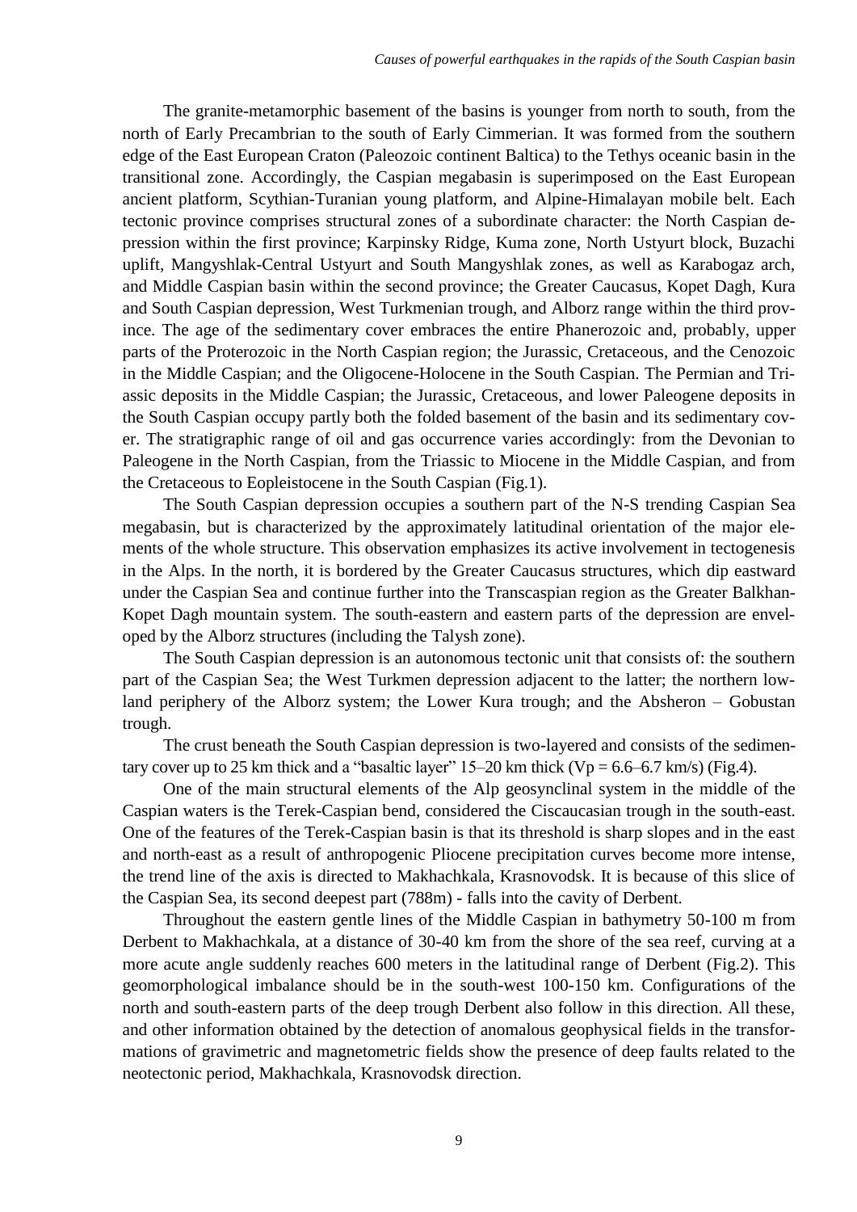The granite-metamorphic basement of the basins is younger from north to south, from the north of Early Precambrian to the south of Early Cimmerian. It was formed from the southern edge of the East European Craton (Paleozoic continent Baltica) to the Tethys oceanic basin in the transitional zone. Accordingly, the Caspian megabasin is superimposed on the East European ancient platform, Scythian-Turanian young platform, and Alpine-Himalayan mobile belt. Each tectonic province comprises structural zones of a subordinate character: the North Caspian depression within the first province; Karpinsky Ridge, Kuma zone, North Ustyurt block, Buzachi uplift, Mangyshlak-Central Ustyurt and South Mangyshlak zones, as well as Karabogaz arch, and Middle Caspian basin within the second province; the Greater Caucasus, Kopet Dagh, Kura and South Caspian depression, West Turkmenian trough, and Alborz range within the third province. The age of the sedimentary cover embraces the entire Phanerozoic and, probably, upper parts of the Proterozoic in the North Caspian region; the Jurassic, Cretaceous, and the Cenozoic in the Middle Caspian; and the Oligocene-Holocene in the South Caspian. The Permian and Triassic deposits in the Middle Caspian; the Jurassic, Cretaceous, and lower Paleogene deposits in the South Caspian occupy partly both the folded basement of the basin and its sedimentary cover. The stratigraphic range of oil and gas occurrence varies accordingly: from the Devonian to Paleogene in the North Caspian, from the Triassic to Miocene in the Middle Caspian, and from the Cretaceous to Eopleistocene in the South Caspian (Fig.1).

The South Caspian depression occupies a southern part of the N-S trending Caspian Sea megabasin, but is characterized by the approximately latitudinal orientation of the major elements of the whole structure. This observation emphasizes its active involvement in tectogenesis in the Alps. In the north, it is bordered by the Greater Caucasus structures, which dip eastward under the Caspian Sea and continue further into the Transcaspian region as the Greater Balkhan-Kopet Dagh mountain system. The south-eastern and eastern parts of the depression are enveloped by the Alborz structures (including the Talysh zone).

The South Caspian depression is an autonomous tectonic unit that consists of: the southern part of the Caspian Sea; the West Turkmen depression adjacent to the latter; the northern lowland periphery of the Alborz system; the Lower Kura trough; and the Absheron – Gobustan trough.

The crust beneath the South Caspian depression is two-layered and consists of the sedimentary cover up to 25 km thick and a "basaltic layer" 15–20 km thick ($V_p$ = 6.6–6.7 km/s) (Fig.4).

One of the main structural elements of the Alp geosynclinal system in the middle of the Caspian waters is the Terek-Caspian bend, considered the Ciscaucasian trough in the south-east. One of the features of the Terek-Caspian basin is that its threshold is sharp slopes and in the east and north-east as a result of anthropogenic Pliocene precipitation curves become more intense, the trend line of the axis is directed to Makhachkala, Krasnovodsk. It is because of this slice of the Caspian Sea, its second deepest part (788m) - falls into the cavity of Derbent.

Throughout the eastern gentle lines of the Middle Caspian in bathymetry 50-100 m from Derbent to Makhachkala, at a distance of 30-40 km from the shore of the sea reef, curving at a more acute angle suddenly reaches 600 meters in the latitudinal range of Derbent (Fig.2). This geomorphological imbalance should be in the south-west 100-150 km. Configurations of the north and south-eastern parts of the deep trough Derbent also follow in this direction. All these, and other information obtained by the detection of anomalous geophysical fields in the transformations of gravimetric and magnetometric fields show the presence of deep faults related to the neotectonic period, Makhachkala, Krasnovodsk direction.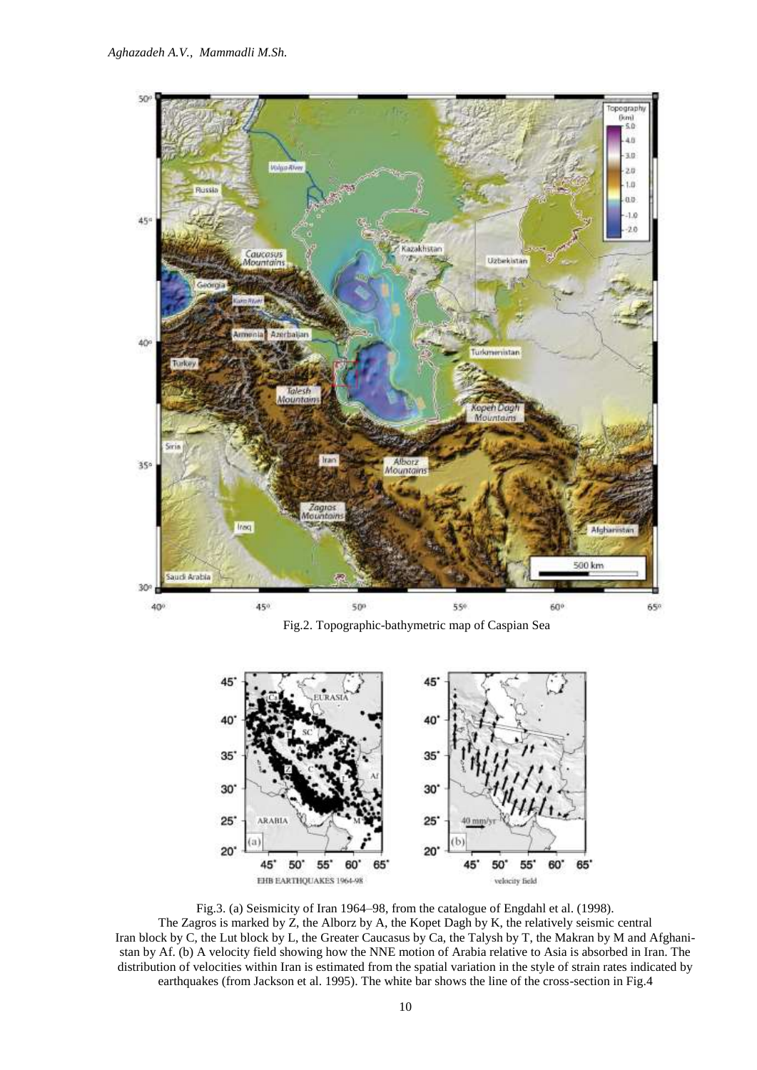Fig.2. Topographic-bathymetric map of Caspian Sea

Fig.3. (a) Seismicity of Iran 1964–98, from the catalogue of Engdahl et al. (1998). The Zagros is marked by Z, the Alborz by A, the Kopet Dagh by K, the relatively seismic central Iran block by C, the Lut block by L, the Greater Caucasus by Ca, the Talysh by T, the Makran by M and Afghanistan by Af. (b) A velocity field showing how the NNE motion of Arabia relative to Asia is absorbed in Iran. The distribution of velocities within Iran is estimated from the spatial variation in the style of strain rates indicated by earthquakes (from Jackson et al. 1995). The white bar shows the line of the cross-section in Fig.4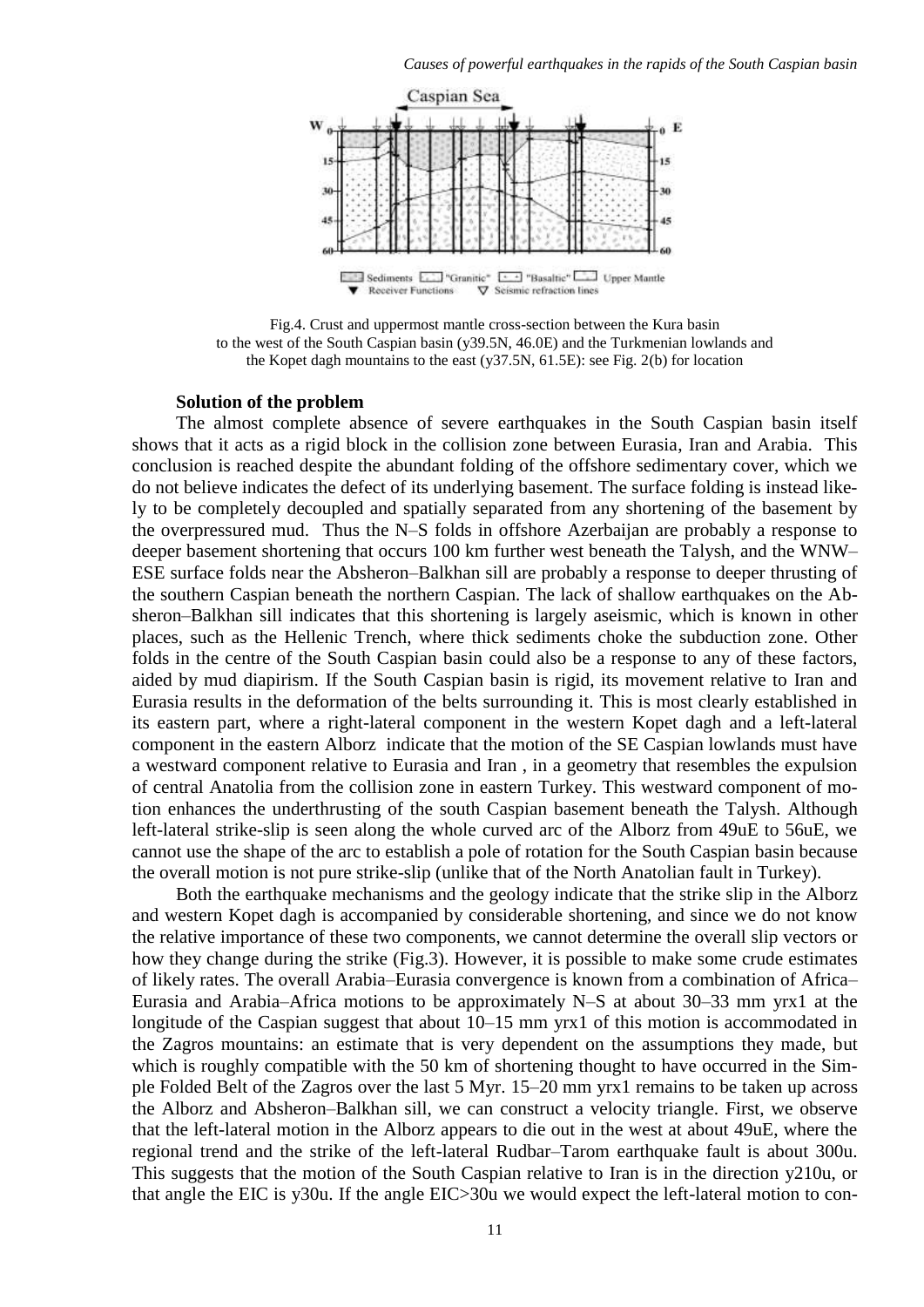Fig.4. Crust and uppermost mantle cross-section between the Kura basin to the west of the South Caspian basin (y39.5N, 46.0E) and the Turkmenian lowlands and the Kopet dagh mountains to the east (y37.5N, 61.5E): see Fig. 2(b) for location

**Solution of the problem**

The almost complete absence of severe earthquakes in the South Caspian basin itself shows that it acts as a rigid block in the collision zone between Eurasia, Iran and Arabia. This conclusion is reached despite the abundant folding of the offshore sedimentary cover, which we do not believe indicates the defect of its underlying basement. The surface folding is instead likely to be completely decoupled and spatially separated from any shortening of the basement by the overpressured mud. Thus the N–S folds in offshore Azerbaijan are probably a response to deeper basement shortening that occurs 100 km further west beneath the Talysh, and the WNW–ESE surface folds near the Absheron–Balkhan sill are probably a response to deeper thrusting of the southern Caspian beneath the northern Caspian. The lack of shallow earthquakes on the Absheron–Balkhan sill indicates that this shortening is largely aseismic, which is known in other places, such as the Hellenic Trench, where thick sediments choke the subduction zone. Other folds in the centre of the South Caspian basin could also be a response to any of these factors, aided by mud diapirism. If the South Caspian basin is rigid, its movement relative to Iran and Eurasia results in the deformation of the belts surrounding it. This is most clearly established in its eastern part, where a right-lateral component in the western Kopet dagh and a left-lateral component in the eastern Alborz indicate that the motion of the SE Caspian lowlands must have a westward component relative to Eurasia and Iran , in a geometry that resembles the expulsion of central Anatolia from the collision zone in eastern Turkey. This westward component of motion enhances the underthrusting of the south Caspian basement beneath the Talysh. Although left-lateral strike-slip is seen along the whole curved arc of the Alborz from 49uE to 56uE, we cannot use the shape of the arc to establish a pole of rotation for the South Caspian basin because the overall motion is not pure strike-slip (unlike that of the North Anatolian fault in Turkey).

Both the earthquake mechanisms and the geology indicate that the strike slip in the Alborz and western Kopet dagh is accompanied by considerable shortening, and since we do not know the relative importance of these two components, we cannot determine the overall slip vectors or how they change during the strike (Fig.3). However, it is possible to make some crude estimates of likely rates. The overall Arabia–Eurasia convergence is known from a combination of Africa–Eurasia and Arabia–Africa motions to be approximately N–S at about 30–33 mm yrx1 at the longitude of the Caspian suggest that about 10–15 mm yrx1 of this motion is accommodated in the Zagros mountains: an estimate that is very dependent on the assumptions they made, but which is roughly compatible with the 50 km of shortening thought to have occurred in the Simple Folded Belt of the Zagros over the last 5 Myr. 15–20 mm yrx1 remains to be taken up across the Alborz and Absheron–Balkhan sill, we can construct a velocity triangle. First, we observe that the left-lateral motion in the Alborz appears to die out in the west at about 49uE, where the regional trend and the strike of the left-lateral Rudbar–Tarom earthquake fault is about 300u. This suggests that the motion of the South Caspian relative to Iran is in the direction y210u, or that angle the EIC is y30u. If the angle EIC>30u we would expect the left-lateral motion to con-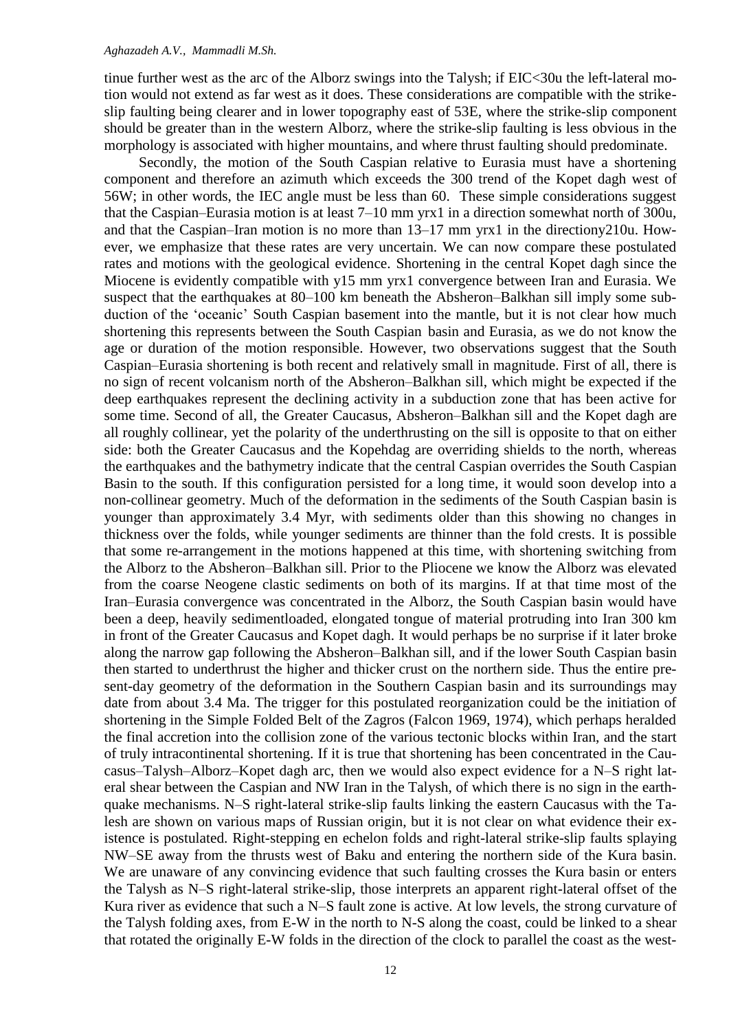tinue further west as the arc of the Alborz swings into the Talysh; if EIC<30u the left-lateral motion would not extend as far west as it does. These considerations are compatible with the strike-slip faulting being clearer and in lower topography east of 53E, where the strike-slip component should be greater than in the western Alborz, where the strike-slip faulting is less obvious in the morphology is associated with higher mountains, and where thrust faulting should predominate.

Secondly, the motion of the South Caspian relative to Eurasia must have a shortening component and therefore an azimuth which exceeds the 300 trend of the Kopet dagh west of 56W; in other words, the IEC angle must be less than 60. These simple considerations suggest that the Caspian–Eurasia motion is at least 7–10 mm yrx1 in a direction somewhat north of 300u, and that the Caspian–Iran motion is no more than 13–17 mm yrx1 in the directiony210u. However, we emphasize that these rates are very uncertain. We can now compare these postulated rates and motions with the geological evidence. Shortening in the central Kopet dagh since the Miocene is evidently compatible with y15 mm yrx1 convergence between Iran and Eurasia. We suspect that the earthquakes at 80–100 km beneath the Absheron–Balkhan sill imply some subduction of the 'oceanic' South Caspian basement into the mantle, but it is not clear how much shortening this represents between the South Caspian basin and Eurasia, as we do not know the age or duration of the motion responsible. However, two observations suggest that the South Caspian–Eurasia shortening is both recent and relatively small in magnitude. First of all, there is no sign of recent volcanism north of the Absheron–Balkhan sill, which might be expected if the deep earthquakes represent the declining activity in a subduction zone that has been active for some time. Second of all, the Greater Caucasus, Absheron–Balkhan sill and the Kopet dagh are all roughly collinear, yet the polarity of the underthrusting on the sill is opposite to that on either side: both the Greater Caucasus and the Kopehdag are overriding shields to the north, whereas the earthquakes and the bathymetry indicate that the central Caspian overrides the South Caspian Basin to the south. If this configuration persisted for a long time, it would soon develop into a non-collinear geometry. Much of the deformation in the sediments of the South Caspian basin is younger than approximately 3.4 Myr, with sediments older than this showing no changes in thickness over the folds, while younger sediments are thinner than the fold crests. It is possible that some re-arrangement in the motions happened at this time, with shortening switching from the Alborz to the Absheron–Balkhan sill. Prior to the Pliocene we know the Alborz was elevated from the coarse Neogene clastic sediments on both of its margins. If at that time most of the Iran–Eurasia convergence was concentrated in the Alborz, the South Caspian basin would have been a deep, heavily sedimentloaded, elongated tongue of material protruding into Iran 300 km in front of the Greater Caucasus and Kopet dagh. It would perhaps be no surprise if it later broke along the narrow gap following the Absheron–Balkhan sill, and if the lower South Caspian basin then started to underthrust the higher and thicker crust on the northern side. Thus the entire present-day geometry of the deformation in the Southern Caspian basin and its surroundings may date from about 3.4 Ma. The trigger for this postulated reorganization could be the initiation of shortening in the Simple Folded Belt of the Zagros (Falcon 1969, 1974), which perhaps heralded the final accretion into the collision zone of the various tectonic blocks within Iran, and the start of truly intracontinental shortening. If it is true that shortening has been concentrated in the Caucasus–Talysh–Alborz–Kopet dagh arc, then we would also expect evidence for a N–S right lateral shear between the Caspian and NW Iran in the Talysh, of which there is no sign in the earthquake mechanisms. N–S right-lateral strike-slip faults linking the eastern Caucasus with the Talesh are shown on various maps of Russian origin, but it is not clear on what evidence their existence is postulated. Right-stepping en echelon folds and right-lateral strike-slip faults splaying NW–SE away from the thrusts west of Baku and entering the northern side of the Kura basin. We are unaware of any convincing evidence that such faulting crosses the Kura basin or enters the Talysh as N–S right-lateral strike-slip, those interprets an apparent right-lateral offset of the Kura river as evidence that such a N–S fault zone is active. At low levels, the strong curvature of the Talysh folding axes, from E-W in the north to N-S along the coast, could be linked to a shear that rotated the originally E-W folds in the direction of the clock to parallel the coast as the west-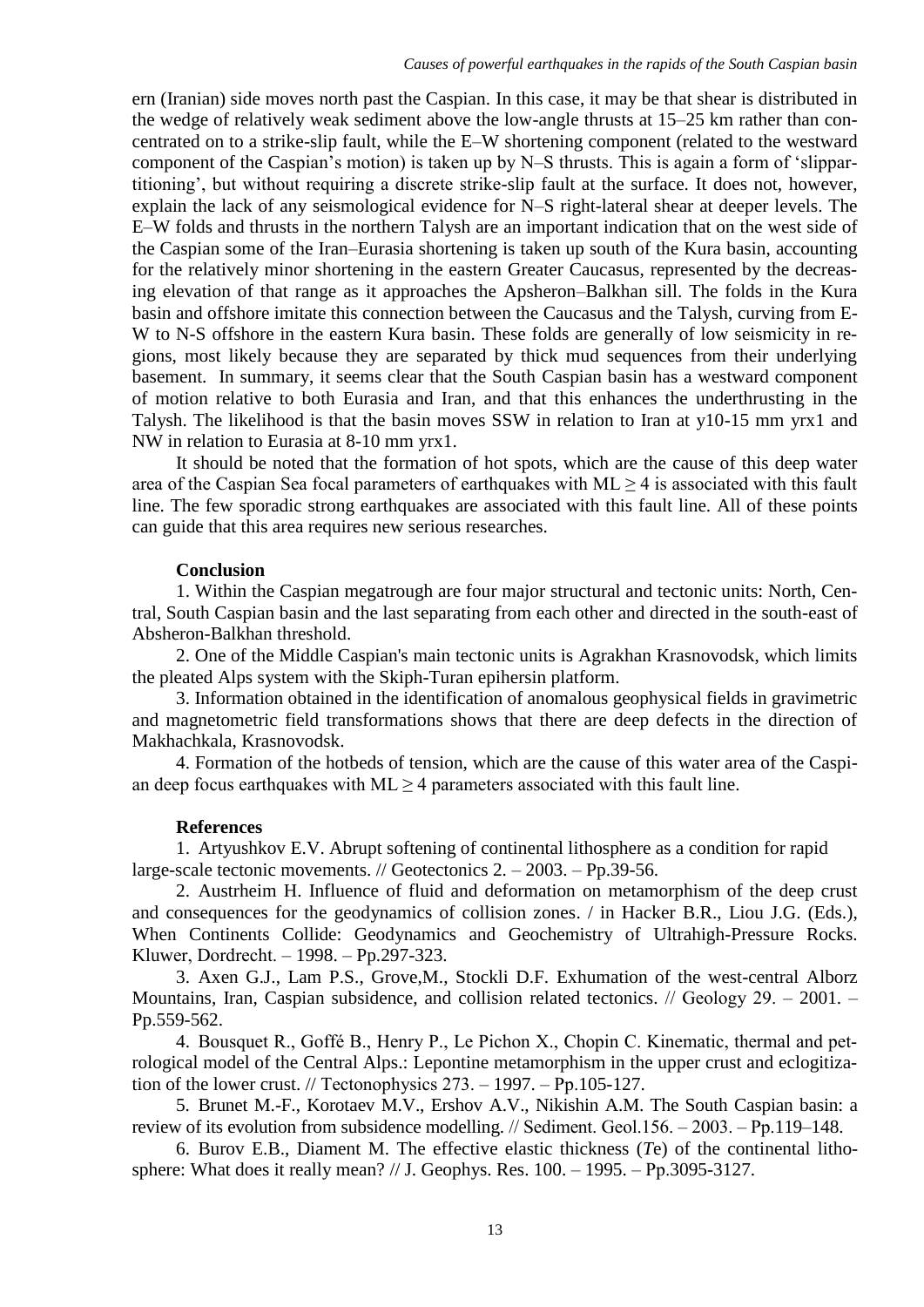ern (Iranian) side moves north past the Caspian. In this case, it may be that shear is distributed in the wedge of relatively weak sediment above the low-angle thrusts at 15–25 km rather than concentrated on to a strike-slip fault, while the E–W shortening component (related to the westward component of the Caspian's motion) is taken up by N–S thrusts. This is again a form of 'slippartitioning', but without requiring a discrete strike-slip fault at the surface. It does not, however, explain the lack of any seismological evidence for N–S right-lateral shear at deeper levels. The E–W folds and thrusts in the northern Talysh are an important indication that on the west side of the Caspian some of the Iran–Eurasia shortening is taken up south of the Kura basin, accounting for the relatively minor shortening in the eastern Greater Caucasus, represented by the decreasing elevation of that range as it approaches the Apsheron–Balkhan sill. The folds in the Kura basin and offshore imitate this connection between the Caucasus and the Talysh, curving from E-W to N-S offshore in the eastern Kura basin. These folds are generally of low seismicity in regions, most likely because they are separated by thick mud sequences from their underlying basement. In summary, it seems clear that the South Caspian basin has a westward component of motion relative to both Eurasia and Iran, and that this enhances the underthrusting in the Talysh. The likelihood is that the basin moves SSW in relation to Iran at y10-15 mm yrx1 and NW in relation to Eurasia at 8-10 mm yrx1.

It should be noted that the formation of hot spots, which are the cause of this deep water area of the Caspian Sea focal parameters of earthquakes with ML ≥ 4 is associated with this fault line. The few sporadic strong earthquakes are associated with this fault line. All of these points can guide that this area requires new serious researches.

**Conclusion**

1. Within the Caspian megatrough are four major structural and tectonic units: North, Central, South Caspian basin and the last separating from each other and directed in the south-east of Absheron-Balkhan threshold.

2. One of the Middle Caspian's main tectonic units is Agrakhan Krasnovodsk, which limits the pleated Alps system with the Skiph-Turan epihersin platform.

3. Information obtained in the identification of anomalous geophysical fields in gravimetric and magnetometric field transformations shows that there are deep defects in the direction of Makhachkala, Krasnovodsk.

4. Formation of the hotbeds of tension, which are the cause of this water area of the Caspian deep focus earthquakes with ML ≥ 4 parameters associated with this fault line.

**References**

1. Artyushkov E.V. Abrupt softening of continental lithosphere as a condition for rapid large-scale tectonic movements. // Geotectonics 2. – 2003. – Pp.39-56.

2. Austrheim H. Influence of fluid and deformation on metamorphism of the deep crust and consequences for the geodynamics of collision zones. / in Hacker B.R., Liou J.G. (Eds.), When Continents Collide: Geodynamics and Geochemistry of Ultrahigh-Pressure Rocks. Kluwer, Dordrecht. – 1998. – Pp.297-323.

3. Axen G.J., Lam P.S., Grove,M., Stockli D.F. Exhumation of the west-central Alborz Mountains, Iran, Caspian subsidence, and collision related tectonics. // Geology 29. – 2001. – Pp.559-562.

4. Bousquet R., Goffé B., Henry P., Le Pichon X., Chopin C. Kinematic, thermal and petrological model of the Central Alps.: Lepontine metamorphism in the upper crust and eclogitization of the lower crust. // Tectonophysics 273. – 1997. – Pp.105-127.

5. Brunet M.-F., Korotaev M.V., Ershov A.V., Nikishin A.M. The South Caspian basin: a review of its evolution from subsidence modelling. // Sediment. Geol.156. – 2003. – Pp.119–148.

6. Burov E.B., Diament M. The effective elastic thickness (*T*e) of the continental lithosphere: What does it really mean? // J. Geophys. Res. 100. – 1995. – Pp.3095-3127.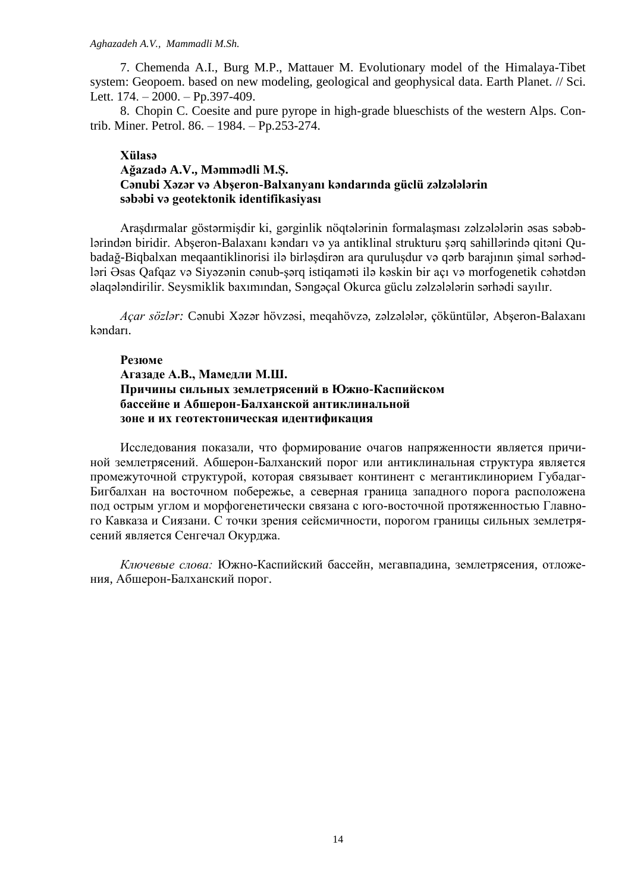7. Chemenda A.I., Burg M.P., Mattauer M. Evolutionary model of the Himalaya-Tibet system: Geopoem. based on new modeling, geological and geophysical data. Earth Planet. // Sci. Lett. 174. – 2000. – Pp.397-409.

8. Chopin C. Coesite and pure pyrope in high-grade blueschists of the western Alps. Contrib. Miner. Petrol. 86. – 1984. – Pp.253-274.

**Xülasə**

**Ağazadə A.V., Məmmədli M.Ş.**

**Cənubi Xəzər və Abşeron-Balxanyanı kəndarında güclü zəlzələlərin səbəbi və geotektonik identifikasiyası**

Araşdırmalar göstərmişdir ki, gərginlik nöqtələrinin formalaşması zəlzələlərin əsas səbəblərindən biridir. Abşeron-Balaxanı kəndarı və ya antiklinal strukturu şərq sahillərində qitəni Qubadağ-Biqbalxan meqaantiklinorisi ilə birləşdirən ara quruluşdur və qərb barajının şimal sərhədləri Əsas Qafqaz və Siyəzənin cənub-şərq istiqaməti ilə kəskin bir açı və morfogenetik cəhətdən əlaqələndirilir. Seysmiklik baxımından, Səngəçal Okurca güclu zəlzələlərin sərhədi sayılır.

*Açar sözlər:* Cənubi Xəzər hövzəsi, meqahövzə, zəlzələlər, çöküntülər, Abşeron-Balaxanı kəndarı.

**Резюме**

**Агазаде А.В., Мамедли М.Ш.**

**Причины сильных землетрясений в Южно-Каспийском бассейне и Абшерон-Балханской антиклинальной зоне и их геотектоническая идентификация**

Исследования показали, что формирование очагов напряженности является причиной землетрясений. Абшерон-Балханский порог или антиклинальная структура является промежуточной структурой, которая связывает континент с мегантиклинорием Губадаг-Бигбалхан на восточном побережье, а северная граница западного порога расположена под острым углом и морфогенетически связана с юго-восточной протяженностью Главного Кавказа и Сиязани. С точки зрения сейсмичности, порогом границы сильных землетрясений является Сенгечал Окурджа.

*Ключевые слова:* Южно-Каспийский бассейн, мегавпадина, землетрясения, отложения, Абшерон-Балханский порог.